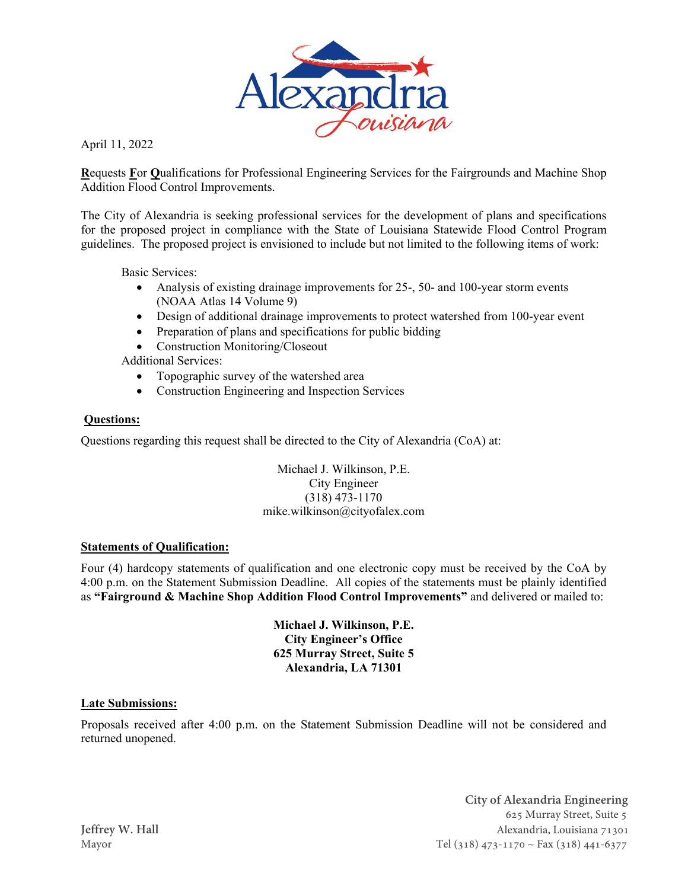April 11, 2022

**R**equests **F**or **Q**ualifications for Professional Engineering Services for the Fairgrounds and Machine Shop Addition Flood Control Improvements.

The City of Alexandria is seeking professional services for the development of plans and specifications for the proposed project in compliance with the State of Louisiana Statewide Flood Control Program guidelines. The proposed project is envisioned to include but not limited to the following items of work:

Basic Services:

- Analysis of existing drainage improvements for 25-, 50- and 100-year storm events (NOAA Atlas 14 Volume 9)
- Design of additional drainage improvements to protect watershed from 100-year event
- Preparation of plans and specifications for public bidding
- Construction Monitoring/Closeout

Additional Services:

- Topographic survey of the watershed area
- Construction Engineering and Inspection Services

**Questions:**

Questions regarding this request shall be directed to the City of Alexandria (CoA) at:

Michael J. Wilkinson, P.E.
City Engineer
(318) 473-1170
mike.wilkinson@cityofalex.com

**Statements of Qualification:**

Four (4) hardcopy statements of qualification and one electronic copy must be received by the CoA by 4:00 p.m. on the Statement Submission Deadline. All copies of the statements must be plainly identified as **"Fairground & Machine Shop Addition Flood Control Improvements"** and delivered or mailed to:

**Michael J. Wilkinson, P.E.**
**City Engineer's Office**
**625 Murray Street, Suite 5**
**Alexandria, LA 71301**

**Late Submissions:**

Proposals received after 4:00 p.m. on the Statement Submission Deadline will not be considered and returned unopened.

Jeffrey W. Hall
Mayor

City of Alexandria Engineering
625 Murray Street, Suite 5
Alexandria, Louisiana 71301
Tel (318) 473-1170 ~ Fax (318) 441-6377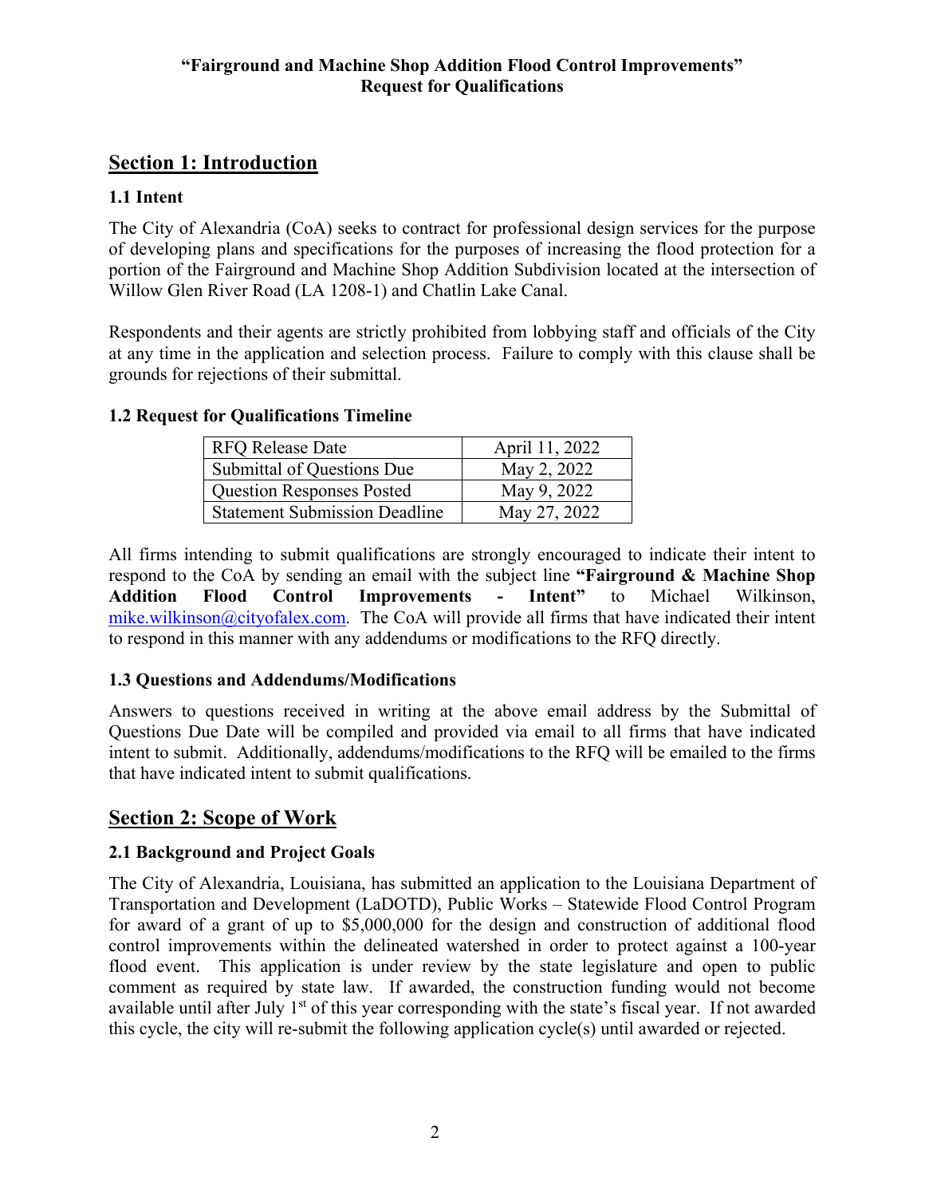**"Fairground and Machine Shop Addition Flood Control Improvements"**
**Request for Qualifications**

## Section 1: Introduction

### 1.1 Intent

The City of Alexandria (CoA) seeks to contract for professional design services for the purpose of developing plans and specifications for the purposes of increasing the flood protection for a portion of the Fairground and Machine Shop Addition Subdivision located at the intersection of Willow Glen River Road (LA 1208-1) and Chatlin Lake Canal.

Respondents and their agents are strictly prohibited from lobbying staff and officials of the City at any time in the application and selection process. Failure to comply with this clause shall be grounds for rejections of their submittal.

### 1.2 Request for Qualifications Timeline

| RFQ Release Date | April 11, 2022 |
|---|---|
| Submittal of Questions Due | May 2, 2022 |
| Question Responses Posted | May 9, 2022 |
| Statement Submission Deadline | May 27, 2022 |

All firms intending to submit qualifications are strongly encouraged to indicate their intent to respond to the CoA by sending an email with the subject line **"Fairground & Machine Shop Addition Flood Control Improvements - Intent"** to Michael Wilkinson, mike.wilkinson@cityofalex.com. The CoA will provide all firms that have indicated their intent to respond in this manner with any addendums or modifications to the RFQ directly.

### 1.3 Questions and Addendums/Modifications

Answers to questions received in writing at the above email address by the Submittal of Questions Due Date will be compiled and provided via email to all firms that have indicated intent to submit. Additionally, addendums/modifications to the RFQ will be emailed to the firms that have indicated intent to submit qualifications.

## Section 2: Scope of Work

### 2.1 Background and Project Goals

The City of Alexandria, Louisiana, has submitted an application to the Louisiana Department of Transportation and Development (LaDOTD), Public Works – Statewide Flood Control Program for award of a grant of up to $5,000,000 for the design and construction of additional flood control improvements within the delineated watershed in order to protect against a 100-year flood event. This application is under review by the state legislature and open to public comment as required by state law. If awarded, the construction funding would not become available until after July 1st of this year corresponding with the state's fiscal year. If not awarded this cycle, the city will re-submit the following application cycle(s) until awarded or rejected.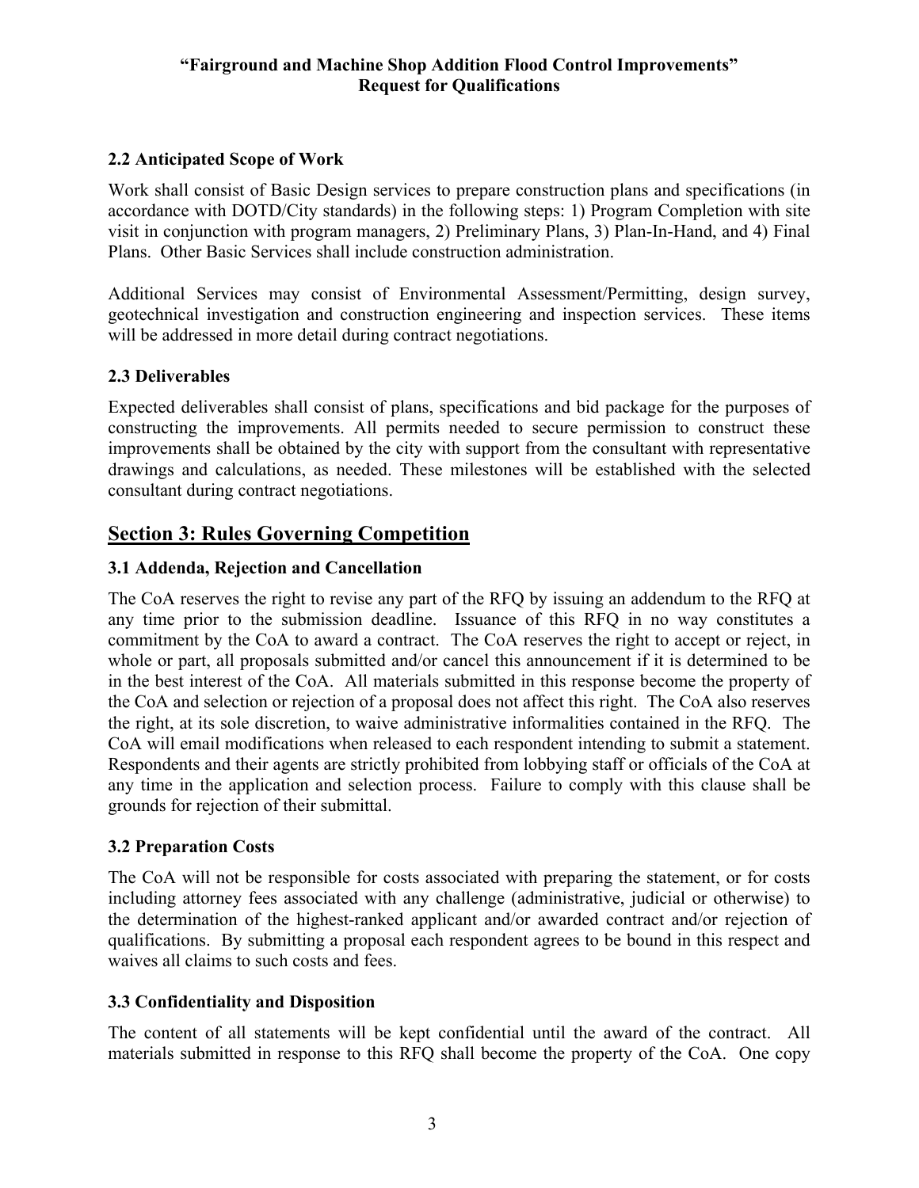### 2.2 Anticipated Scope of Work

Work shall consist of Basic Design services to prepare construction plans and specifications (in accordance with DOTD/City standards) in the following steps: 1) Program Completion with site visit in conjunction with program managers, 2) Preliminary Plans, 3) Plan-In-Hand, and 4) Final Plans. Other Basic Services shall include construction administration.

Additional Services may consist of Environmental Assessment/Permitting, design survey, geotechnical investigation and construction engineering and inspection services. These items will be addressed in more detail during contract negotiations.

### 2.3 Deliverables

Expected deliverables shall consist of plans, specifications and bid package for the purposes of constructing the improvements. All permits needed to secure permission to construct these improvements shall be obtained by the city with support from the consultant with representative drawings and calculations, as needed. These milestones will be established with the selected consultant during contract negotiations.

## Section 3: Rules Governing Competition

### 3.1 Addenda, Rejection and Cancellation

The CoA reserves the right to revise any part of the RFQ by issuing an addendum to the RFQ at any time prior to the submission deadline. Issuance of this RFQ in no way constitutes a commitment by the CoA to award a contract. The CoA reserves the right to accept or reject, in whole or part, all proposals submitted and/or cancel this announcement if it is determined to be in the best interest of the CoA. All materials submitted in this response become the property of the CoA and selection or rejection of a proposal does not affect this right. The CoA also reserves the right, at its sole discretion, to waive administrative informalities contained in the RFQ. The CoA will email modifications when released to each respondent intending to submit a statement. Respondents and their agents are strictly prohibited from lobbying staff or officials of the CoA at any time in the application and selection process. Failure to comply with this clause shall be grounds for rejection of their submittal.

### 3.2 Preparation Costs

The CoA will not be responsible for costs associated with preparing the statement, or for costs including attorney fees associated with any challenge (administrative, judicial or otherwise) to the determination of the highest-ranked applicant and/or awarded contract and/or rejection of qualifications. By submitting a proposal each respondent agrees to be bound in this respect and waives all claims to such costs and fees.

### 3.3 Confidentiality and Disposition

The content of all statements will be kept confidential until the award of the contract. All materials submitted in response to this RFQ shall become the property of the CoA. One copy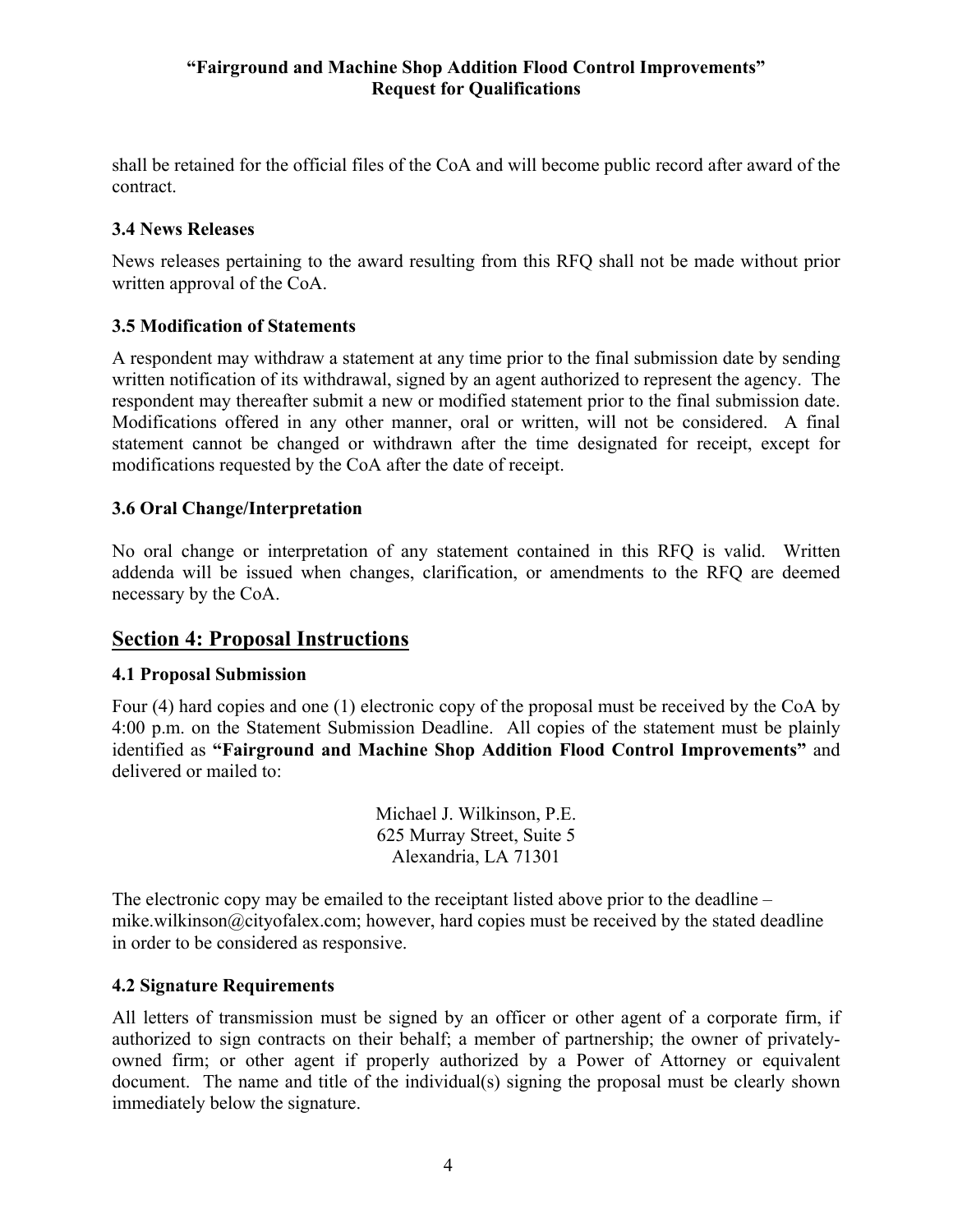shall be retained for the official files of the CoA and will become public record after award of the contract.

### 3.4 News Releases

News releases pertaining to the award resulting from this RFQ shall not be made without prior written approval of the CoA.

### 3.5 Modification of Statements

A respondent may withdraw a statement at any time prior to the final submission date by sending written notification of its withdrawal, signed by an agent authorized to represent the agency. The respondent may thereafter submit a new or modified statement prior to the final submission date. Modifications offered in any other manner, oral or written, will not be considered. A final statement cannot be changed or withdrawn after the time designated for receipt, except for modifications requested by the CoA after the date of receipt.

### 3.6 Oral Change/Interpretation

No oral change or interpretation of any statement contained in this RFQ is valid. Written addenda will be issued when changes, clarification, or amendments to the RFQ are deemed necessary by the CoA.

## Section 4: Proposal Instructions

### 4.1 Proposal Submission

Four (4) hard copies and one (1) electronic copy of the proposal must be received by the CoA by 4:00 p.m. on the Statement Submission Deadline. All copies of the statement must be plainly identified as **"Fairground and Machine Shop Addition Flood Control Improvements"** and delivered or mailed to:

Michael J. Wilkinson, P.E.
625 Murray Street, Suite 5
Alexandria, LA 71301

The electronic copy may be emailed to the receiptant listed above prior to the deadline – mike.wilkinson@cityofalex.com; however, hard copies must be received by the stated deadline in order to be considered as responsive.

### 4.2 Signature Requirements

All letters of transmission must be signed by an officer or other agent of a corporate firm, if authorized to sign contracts on their behalf; a member of partnership; the owner of privately-owned firm; or other agent if properly authorized by a Power of Attorney or equivalent document. The name and title of the individual(s) signing the proposal must be clearly shown immediately below the signature.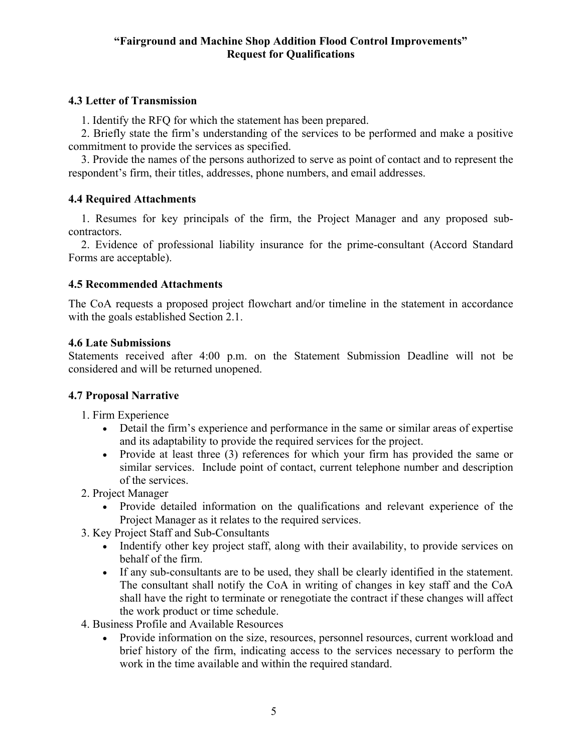### 4.3 Letter of Transmission

1. Identify the RFQ for which the statement has been prepared.
2. Briefly state the firm's understanding of the services to be performed and make a positive commitment to provide the services as specified.
3. Provide the names of the persons authorized to serve as point of contact and to represent the respondent's firm, their titles, addresses, phone numbers, and email addresses.

### 4.4 Required Attachments

1. Resumes for key principals of the firm, the Project Manager and any proposed sub-contractors.
2. Evidence of professional liability insurance for the prime-consultant (Accord Standard Forms are acceptable).

### 4.5 Recommended Attachments

The CoA requests a proposed project flowchart and/or timeline in the statement in accordance with the goals established Section 2.1.

### 4.6 Late Submissions

Statements received after 4:00 p.m. on the Statement Submission Deadline will not be considered and will be returned unopened.

### 4.7 Proposal Narrative

1. Firm Experience
   - Detail the firm's experience and performance in the same or similar areas of expertise and its adaptability to provide the required services for the project.
   - Provide at least three (3) references for which your firm has provided the same or similar services. Include point of contact, current telephone number and description of the services.
2. Project Manager
   - Provide detailed information on the qualifications and relevant experience of the Project Manager as it relates to the required services.
3. Key Project Staff and Sub-Consultants
   - Indentify other key project staff, along with their availability, to provide services on behalf of the firm.
   - If any sub-consultants are to be used, they shall be clearly identified in the statement. The consultant shall notify the CoA in writing of changes in key staff and the CoA shall have the right to terminate or renegotiate the contract if these changes will affect the work product or time schedule.
4. Business Profile and Available Resources
   - Provide information on the size, resources, personnel resources, current workload and brief history of the firm, indicating access to the services necessary to perform the work in the time available and within the required standard.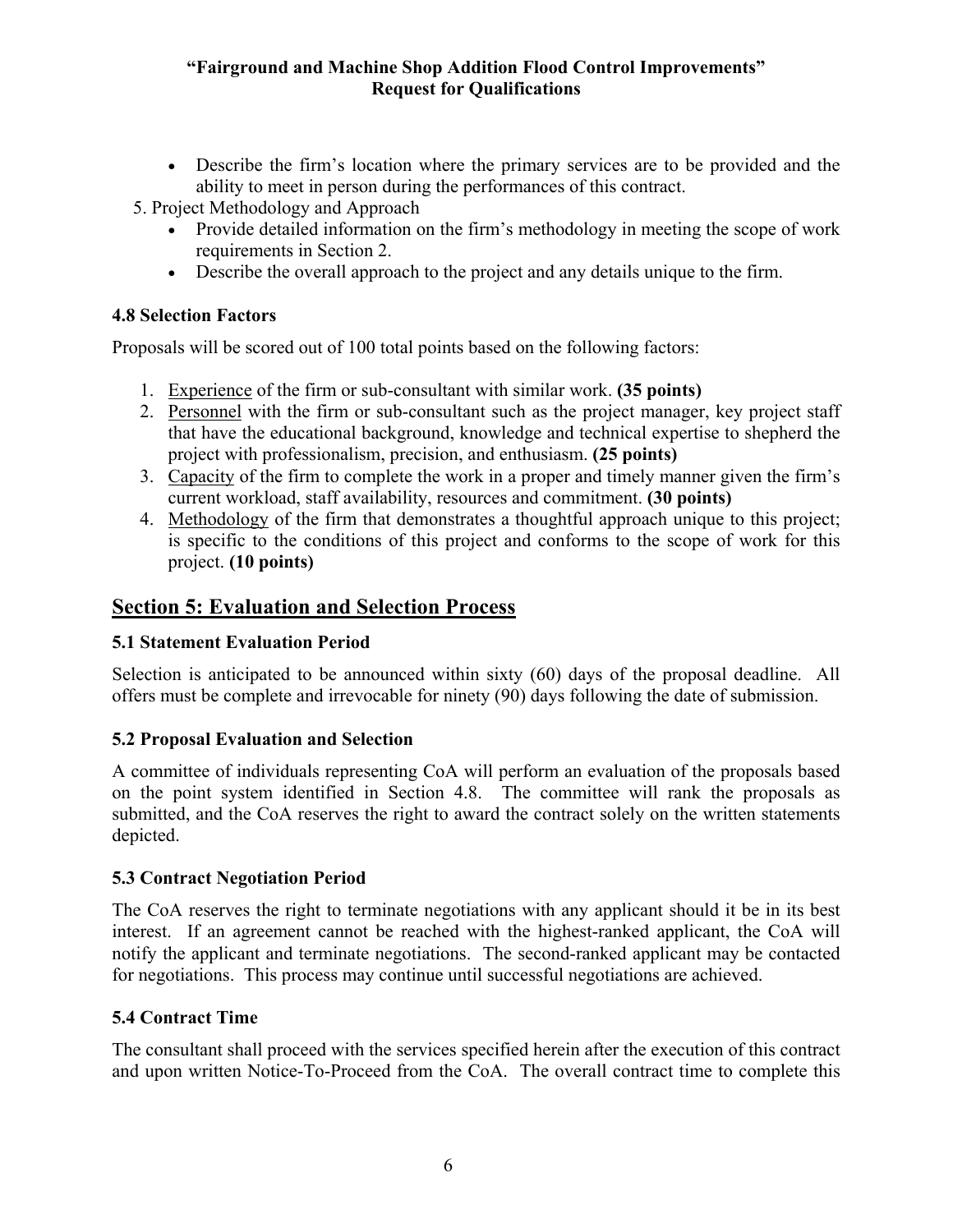- Describe the firm's location where the primary services are to be provided and the ability to meet in person during the performances of this contract.

5. Project Methodology and Approach
   - Provide detailed information on the firm's methodology in meeting the scope of work requirements in Section 2.
   - Describe the overall approach to the project and any details unique to the firm.

### 4.8 Selection Factors

Proposals will be scored out of 100 total points based on the following factors:

1. Experience of the firm or sub-consultant with similar work. **(35 points)**
2. Personnel with the firm or sub-consultant such as the project manager, key project staff that have the educational background, knowledge and technical expertise to shepherd the project with professionalism, precision, and enthusiasm. **(25 points)**
3. Capacity of the firm to complete the work in a proper and timely manner given the firm's current workload, staff availability, resources and commitment. **(30 points)**
4. Methodology of the firm that demonstrates a thoughtful approach unique to this project; is specific to the conditions of this project and conforms to the scope of work for this project. **(10 points)**

## Section 5: Evaluation and Selection Process

### 5.1 Statement Evaluation Period

Selection is anticipated to be announced within sixty (60) days of the proposal deadline. All offers must be complete and irrevocable for ninety (90) days following the date of submission.

### 5.2 Proposal Evaluation and Selection

A committee of individuals representing CoA will perform an evaluation of the proposals based on the point system identified in Section 4.8. The committee will rank the proposals as submitted, and the CoA reserves the right to award the contract solely on the written statements depicted.

### 5.3 Contract Negotiation Period

The CoA reserves the right to terminate negotiations with any applicant should it be in its best interest. If an agreement cannot be reached with the highest-ranked applicant, the CoA will notify the applicant and terminate negotiations. The second-ranked applicant may be contacted for negotiations. This process may continue until successful negotiations are achieved.

### 5.4 Contract Time

The consultant shall proceed with the services specified herein after the execution of this contract and upon written Notice-To-Proceed from the CoA. The overall contract time to complete this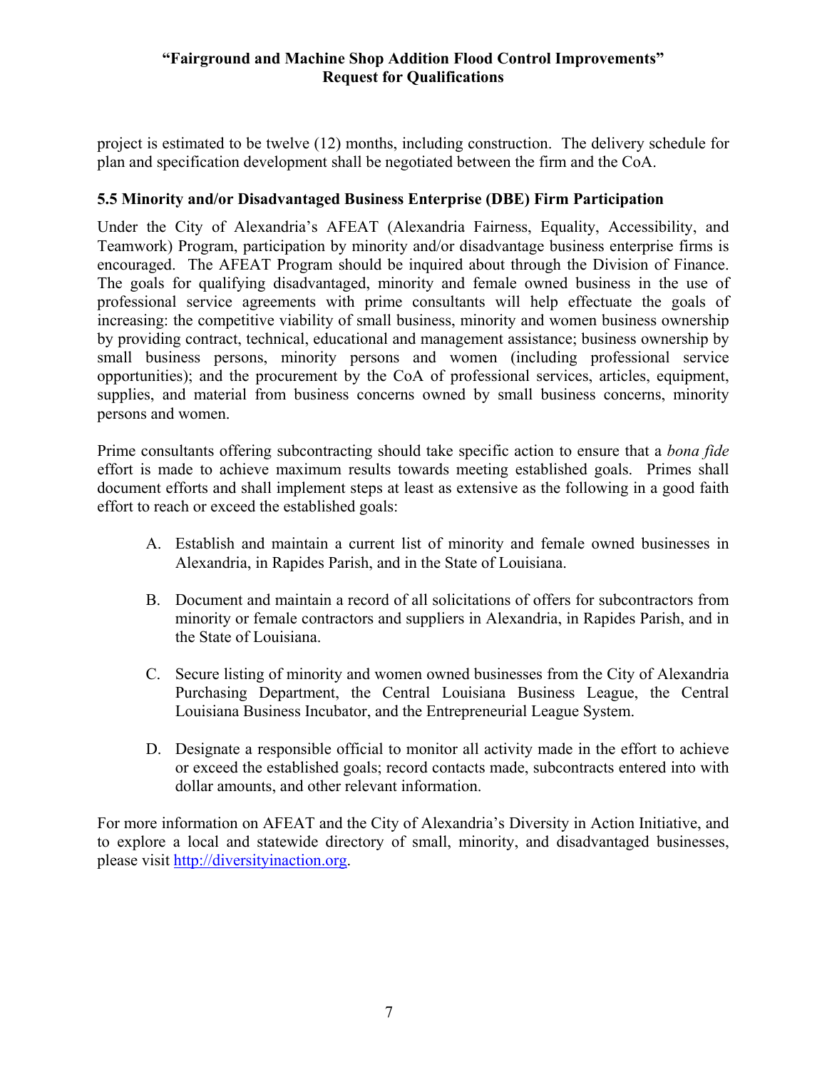project is estimated to be twelve (12) months, including construction. The delivery schedule for plan and specification development shall be negotiated between the firm and the CoA.

### 5.5 Minority and/or Disadvantaged Business Enterprise (DBE) Firm Participation

Under the City of Alexandria's AFEAT (Alexandria Fairness, Equality, Accessibility, and Teamwork) Program, participation by minority and/or disadvantage business enterprise firms is encouraged. The AFEAT Program should be inquired about through the Division of Finance. The goals for qualifying disadvantaged, minority and female owned business in the use of professional service agreements with prime consultants will help effectuate the goals of increasing: the competitive viability of small business, minority and women business ownership by providing contract, technical, educational and management assistance; business ownership by small business persons, minority persons and women (including professional service opportunities); and the procurement by the CoA of professional services, articles, equipment, supplies, and material from business concerns owned by small business concerns, minority persons and women.

Prime consultants offering subcontracting should take specific action to ensure that a *bona fide* effort is made to achieve maximum results towards meeting established goals. Primes shall document efforts and shall implement steps at least as extensive as the following in a good faith effort to reach or exceed the established goals:

A. Establish and maintain a current list of minority and female owned businesses in Alexandria, in Rapides Parish, and in the State of Louisiana.

B. Document and maintain a record of all solicitations of offers for subcontractors from minority or female contractors and suppliers in Alexandria, in Rapides Parish, and in the State of Louisiana.

C. Secure listing of minority and women owned businesses from the City of Alexandria Purchasing Department, the Central Louisiana Business League, the Central Louisiana Business Incubator, and the Entrepreneurial League System.

D. Designate a responsible official to monitor all activity made in the effort to achieve or exceed the established goals; record contacts made, subcontracts entered into with dollar amounts, and other relevant information.

For more information on AFEAT and the City of Alexandria's Diversity in Action Initiative, and to explore a local and statewide directory of small, minority, and disadvantaged businesses, please visit [http://diversityinaction.org](http://diversityinaction.org).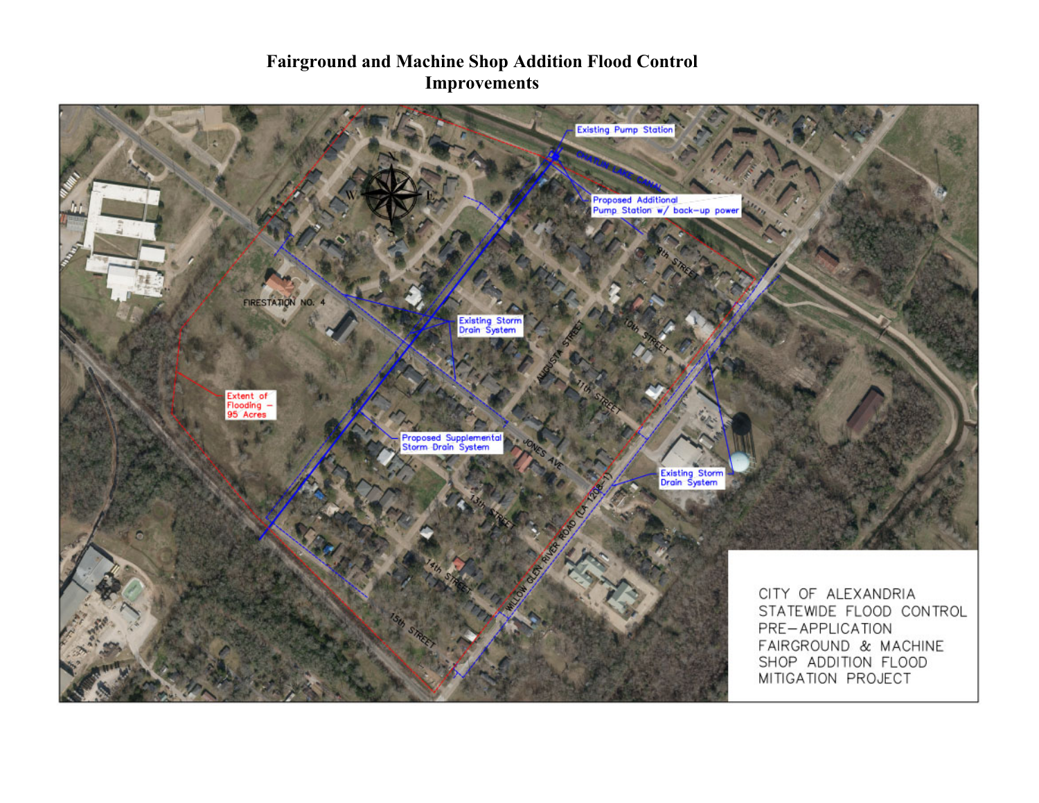# Fairground and Machine Shop Addition Flood Control Improvements

Existing Pump Station

CHATLIN LAKE CANAL

Proposed Additional Pump Station w/ back-up power

FIRESTATION NO. 4

9th STREET

10th STREET

AUGUSTA STREET

11th STREET

Existing Storm Drain System

Extent of Flooding – 95 Acres

Proposed Supplemental Storm Drain System

JONES AVE

13th STREET

14th STREET

15th STREET

WILLOW GLEN RIVER ROAD (LA 1208-1)

Existing Storm Drain System

CITY OF ALEXANDRIA
STATEWIDE FLOOD CONTROL
PRE–APPLICATION
FAIRGROUND & MACHINE
SHOP ADDITION FLOOD
MITIGATION PROJECT